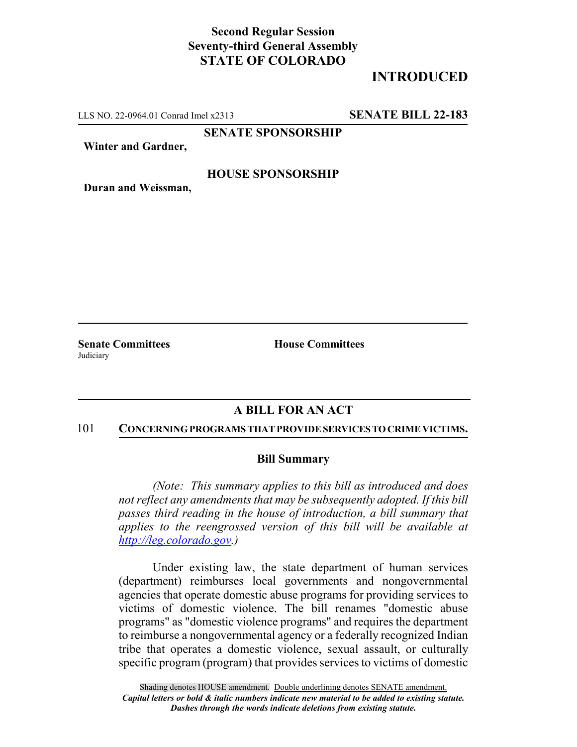**Second Regular Session**
**Seventy-third General Assembly**
**STATE OF COLORADO**

# INTRODUCED

LLS NO. 22-0964.01 Conrad Imel x2313 **SENATE BILL 22-183**

**SENATE SPONSORSHIP**

**Winter and Gardner,**

**HOUSE SPONSORSHIP**

**Duran and Weissman,**

**Senate Committees**
Judiciary

**House Committees**

## A BILL FOR AN ACT

101 **CONCERNING PROGRAMS THAT PROVIDE SERVICES TO CRIME VICTIMS.**

### Bill Summary

*(Note: This summary applies to this bill as introduced and does not reflect any amendments that may be subsequently adopted. If this bill passes third reading in the house of introduction, a bill summary that applies to the reengrossed version of this bill will be available at http://leg.colorado.gov.)*

Under existing law, the state department of human services (department) reimburses local governments and nongovernmental agencies that operate domestic abuse programs for providing services to victims of domestic violence. The bill renames "domestic abuse programs" as "domestic violence programs" and requires the department to reimburse a nongovernmental agency or a federally recognized Indian tribe that operates a domestic violence, sexual assault, or culturally specific program (program) that provides services to victims of domestic

Shading denotes HOUSE amendment. Double underlining denotes SENATE amendment.
*Capital letters or bold & italic numbers indicate new material to be added to existing statute.*
*Dashes through the words indicate deletions from existing statute.*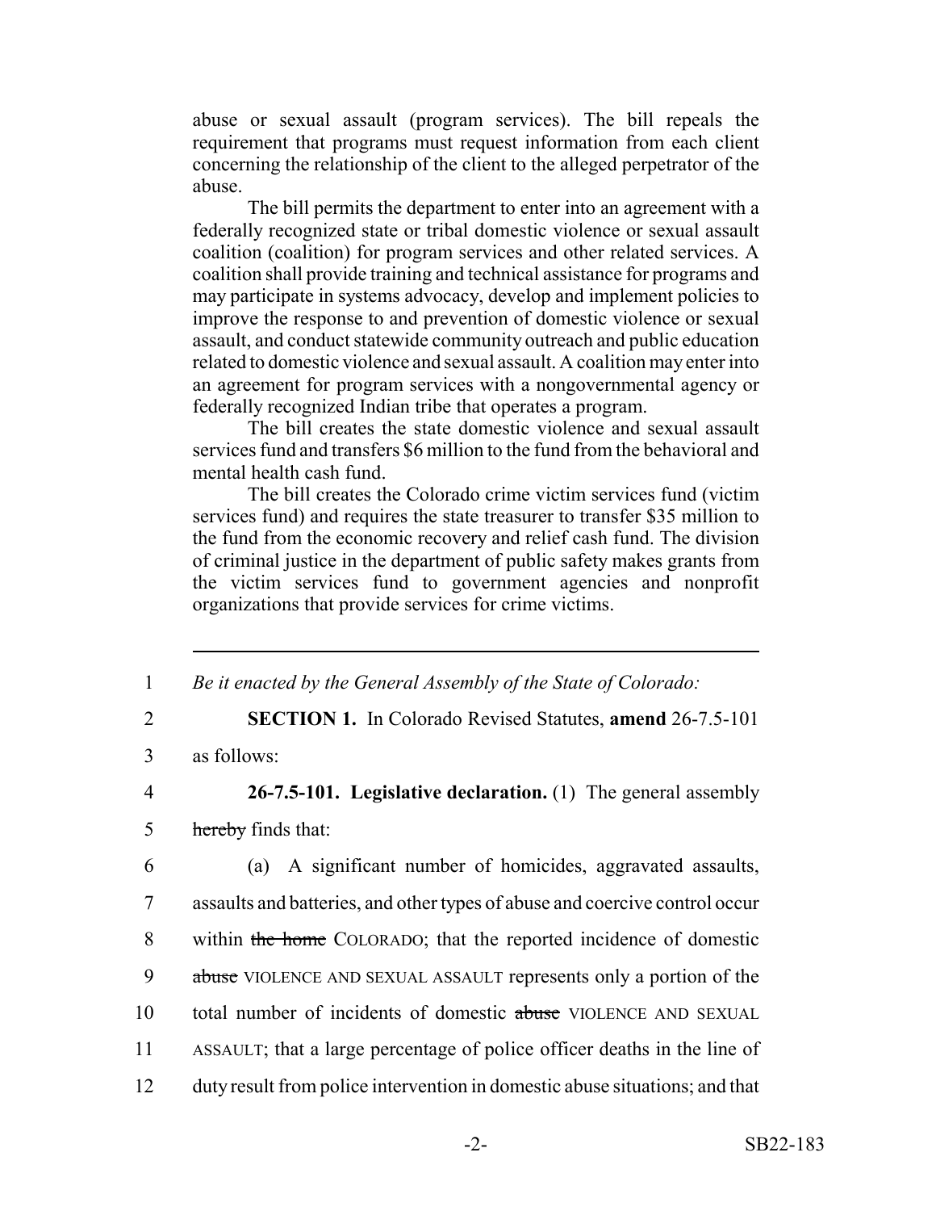abuse or sexual assault (program services). The bill repeals the requirement that programs must request information from each client concerning the relationship of the client to the alleged perpetrator of the abuse.

The bill permits the department to enter into an agreement with a federally recognized state or tribal domestic violence or sexual assault coalition (coalition) for program services and other related services. A coalition shall provide training and technical assistance for programs and may participate in systems advocacy, develop and implement policies to improve the response to and prevention of domestic violence or sexual assault, and conduct statewide community outreach and public education related to domestic violence and sexual assault. A coalition may enter into an agreement for program services with a nongovernmental agency or federally recognized Indian tribe that operates a program.

The bill creates the state domestic violence and sexual assault services fund and transfers $6 million to the fund from the behavioral and mental health cash fund.

The bill creates the Colorado crime victim services fund (victim services fund) and requires the state treasurer to transfer $35 million to the fund from the economic recovery and relief cash fund. The division of criminal justice in the department of public safety makes grants from the victim services fund to government agencies and nonprofit organizations that provide services for crime victims.

---

1 *Be it enacted by the General Assembly of the State of Colorado:*

2 **SECTION 1.** In Colorado Revised Statutes, **amend** 26-7.5-101

3 as follows:

4 **26-7.5-101. Legislative declaration.** (1) The general assembly

5 ~~hereby~~ finds that:

6 (a) A significant number of homicides, aggravated assaults,

7 assaults and batteries, and other types of abuse and coercive control occur

8 within ~~the home~~ COLORADO; that the reported incidence of domestic

9 ~~abuse~~ VIOLENCE AND SEXUAL ASSAULT represents only a portion of the

10 total number of incidents of domestic ~~abuse~~ VIOLENCE AND SEXUAL

11 ASSAULT; that a large percentage of police officer deaths in the line of

12 duty result from police intervention in domestic abuse situations; and that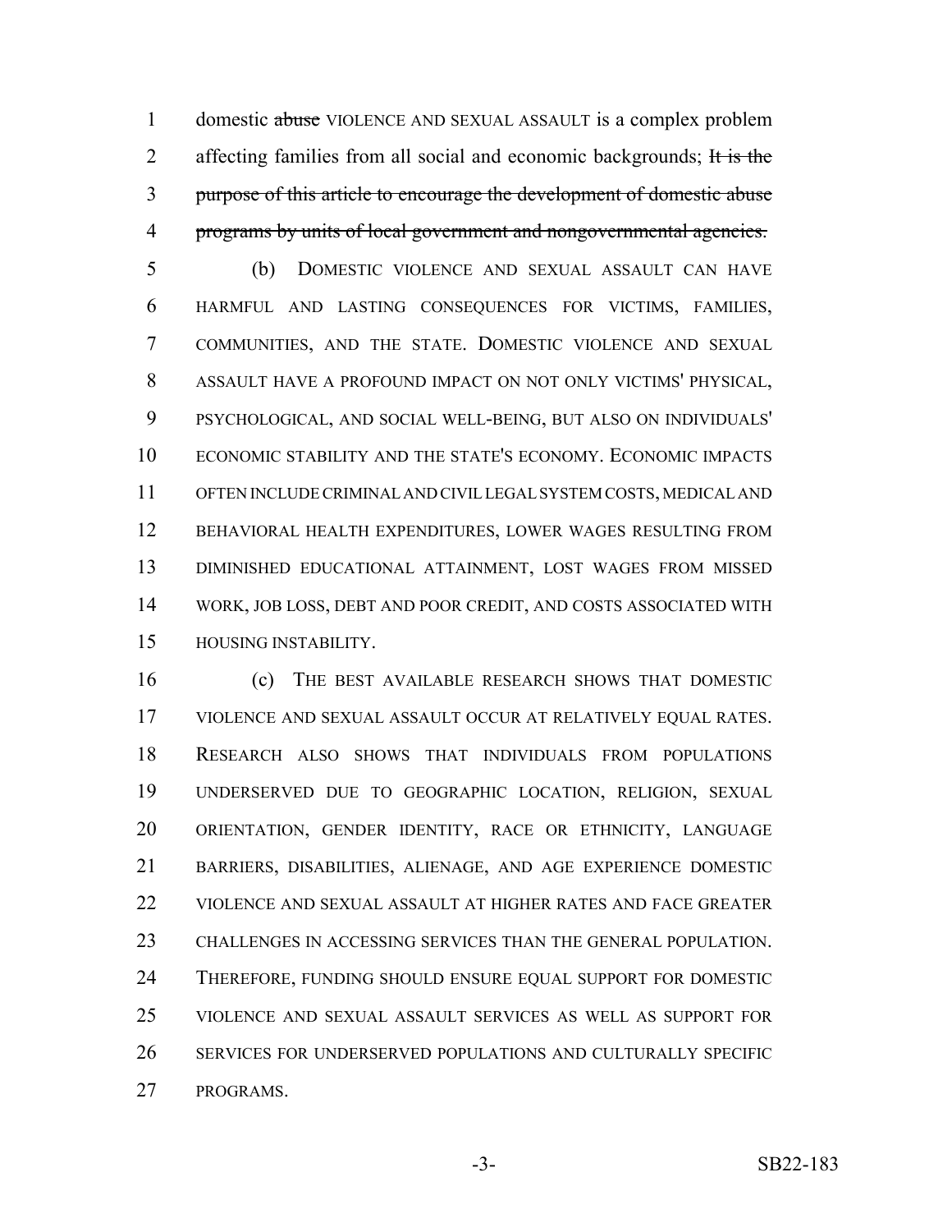domestic ~~abuse~~ VIOLENCE AND SEXUAL ASSAULT is a complex problem affecting families from all social and economic backgrounds; ~~It is the purpose of this article to encourage the development of domestic abuse programs by units of local government and nongovernmental agencies.~~

(b) DOMESTIC VIOLENCE AND SEXUAL ASSAULT CAN HAVE HARMFUL AND LASTING CONSEQUENCES FOR VICTIMS, FAMILIES, COMMUNITIES, AND THE STATE. DOMESTIC VIOLENCE AND SEXUAL ASSAULT HAVE A PROFOUND IMPACT ON NOT ONLY VICTIMS' PHYSICAL, PSYCHOLOGICAL, AND SOCIAL WELL-BEING, BUT ALSO ON INDIVIDUALS' ECONOMIC STABILITY AND THE STATE'S ECONOMY. ECONOMIC IMPACTS OFTEN INCLUDE CRIMINAL AND CIVIL LEGAL SYSTEM COSTS, MEDICAL AND BEHAVIORAL HEALTH EXPENDITURES, LOWER WAGES RESULTING FROM DIMINISHED EDUCATIONAL ATTAINMENT, LOST WAGES FROM MISSED WORK, JOB LOSS, DEBT AND POOR CREDIT, AND COSTS ASSOCIATED WITH HOUSING INSTABILITY.

(c) THE BEST AVAILABLE RESEARCH SHOWS THAT DOMESTIC VIOLENCE AND SEXUAL ASSAULT OCCUR AT RELATIVELY EQUAL RATES. RESEARCH ALSO SHOWS THAT INDIVIDUALS FROM POPULATIONS UNDERSERVED DUE TO GEOGRAPHIC LOCATION, RELIGION, SEXUAL ORIENTATION, GENDER IDENTITY, RACE OR ETHNICITY, LANGUAGE BARRIERS, DISABILITIES, ALIENAGE, AND AGE EXPERIENCE DOMESTIC VIOLENCE AND SEXUAL ASSAULT AT HIGHER RATES AND FACE GREATER CHALLENGES IN ACCESSING SERVICES THAN THE GENERAL POPULATION. THEREFORE, FUNDING SHOULD ENSURE EQUAL SUPPORT FOR DOMESTIC VIOLENCE AND SEXUAL ASSAULT SERVICES AS WELL AS SUPPORT FOR SERVICES FOR UNDERSERVED POPULATIONS AND CULTURALLY SPECIFIC PROGRAMS.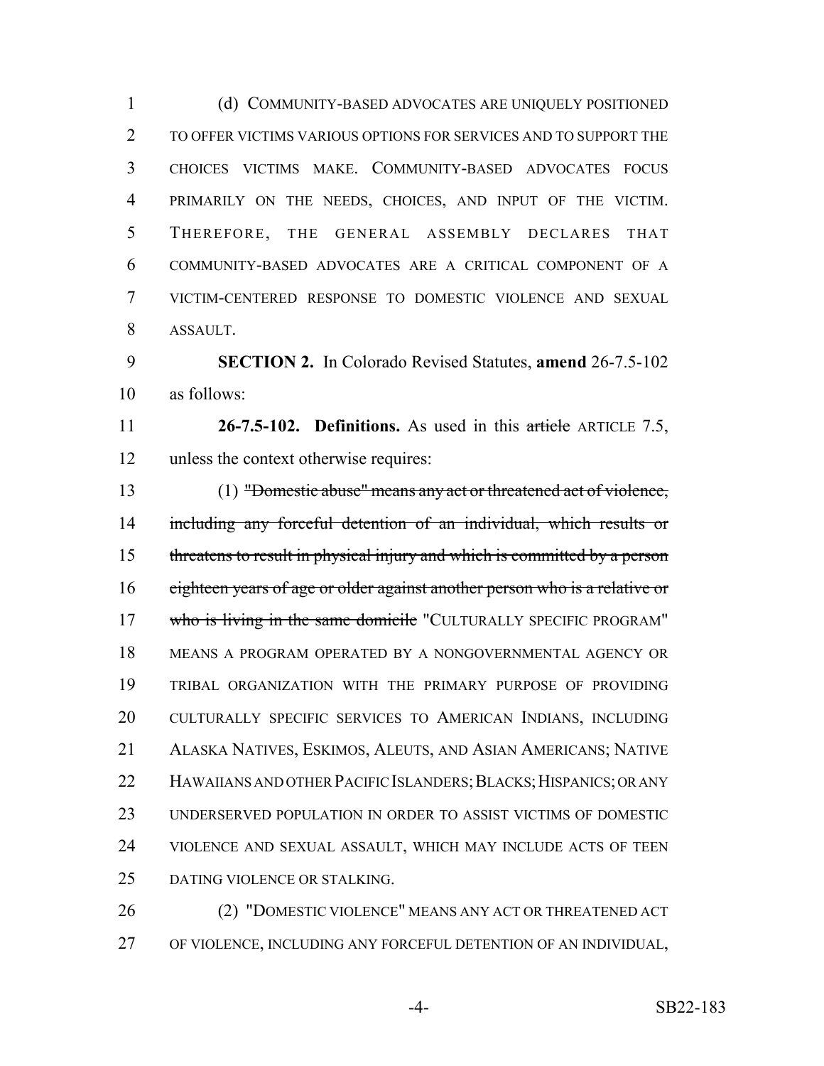(d) COMMUNITY-BASED ADVOCATES ARE UNIQUELY POSITIONED TO OFFER VICTIMS VARIOUS OPTIONS FOR SERVICES AND TO SUPPORT THE CHOICES VICTIMS MAKE. COMMUNITY-BASED ADVOCATES FOCUS PRIMARILY ON THE NEEDS, CHOICES, AND INPUT OF THE VICTIM. THEREFORE, THE GENERAL ASSEMBLY DECLARES THAT COMMUNITY-BASED ADVOCATES ARE A CRITICAL COMPONENT OF A VICTIM-CENTERED RESPONSE TO DOMESTIC VIOLENCE AND SEXUAL ASSAULT.

**SECTION 2.** In Colorado Revised Statutes, **amend** 26-7.5-102 as follows:

**26-7.5-102. Definitions.** As used in this ~~article~~ ARTICLE 7.5, unless the context otherwise requires:

(1) ~~"Domestic abuse" means any act or threatened act of violence, including any forceful detention of an individual, which results or threatens to result in physical injury and which is committed by a person eighteen years of age or older against another person who is a relative or who is living in the same domicile~~ "CULTURALLY SPECIFIC PROGRAM" MEANS A PROGRAM OPERATED BY A NONGOVERNMENTAL AGENCY OR TRIBAL ORGANIZATION WITH THE PRIMARY PURPOSE OF PROVIDING CULTURALLY SPECIFIC SERVICES TO AMERICAN INDIANS, INCLUDING ALASKA NATIVES, ESKIMOS, ALEUTS, AND ASIAN AMERICANS; NATIVE HAWAIIANS AND OTHER PACIFIC ISLANDERS; BLACKS; HISPANICS; OR ANY UNDERSERVED POPULATION IN ORDER TO ASSIST VICTIMS OF DOMESTIC VIOLENCE AND SEXUAL ASSAULT, WHICH MAY INCLUDE ACTS OF TEEN DATING VIOLENCE OR STALKING.

(2) "DOMESTIC VIOLENCE" MEANS ANY ACT OR THREATENED ACT OF VIOLENCE, INCLUDING ANY FORCEFUL DETENTION OF AN INDIVIDUAL,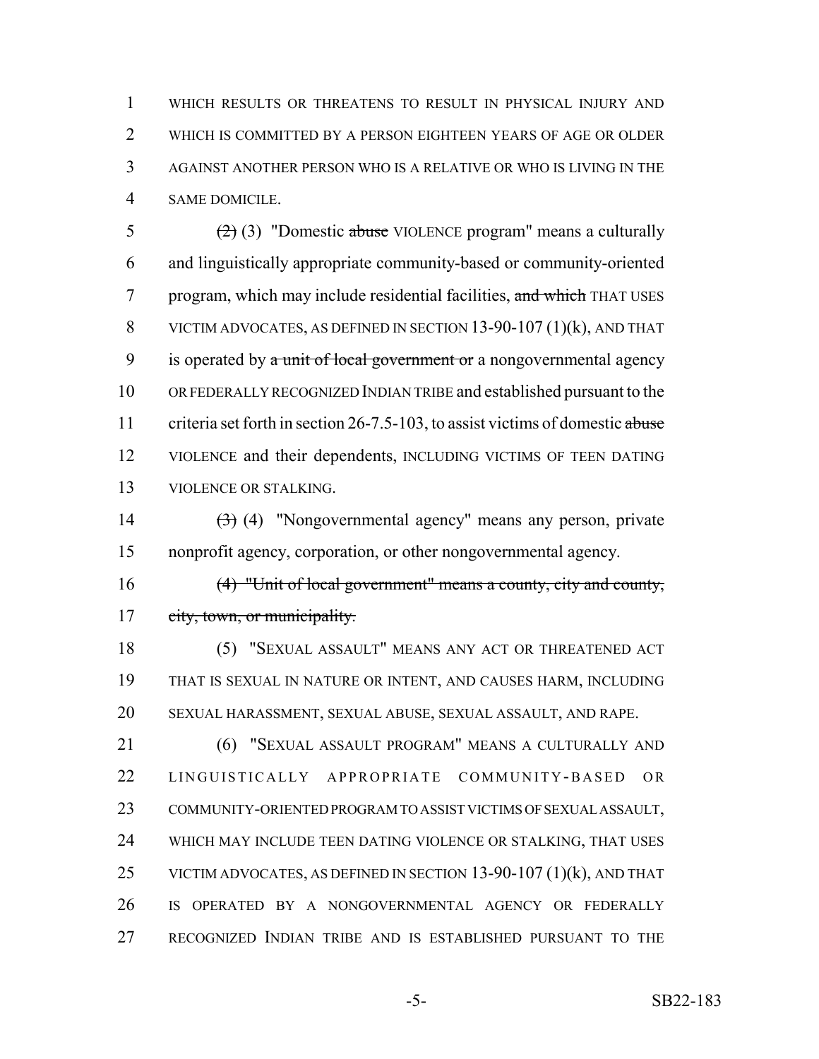WHICH RESULTS OR THREATENS TO RESULT IN PHYSICAL INJURY AND WHICH IS COMMITTED BY A PERSON EIGHTEEN YEARS OF AGE OR OLDER AGAINST ANOTHER PERSON WHO IS A RELATIVE OR WHO IS LIVING IN THE SAME DOMICILE.

~~(2)~~ (3) "Domestic ~~abuse~~ VIOLENCE program" means a culturally and linguistically appropriate community-based or community-oriented program, which may include residential facilities, ~~and which~~ THAT USES VICTIM ADVOCATES, AS DEFINED IN SECTION 13-90-107 (1)(k), AND THAT is operated by ~~a unit of local government or~~ a nongovernmental agency OR FEDERALLY RECOGNIZED INDIAN TRIBE and established pursuant to the criteria set forth in section 26-7.5-103, to assist victims of domestic ~~abuse~~ VIOLENCE and their dependents, INCLUDING VICTIMS OF TEEN DATING VIOLENCE OR STALKING.

~~(3)~~ (4) "Nongovernmental agency" means any person, private nonprofit agency, corporation, or other nongovernmental agency.

~~(4) "Unit of local government" means a county, city and county, city, town, or municipality.~~

(5) "SEXUAL ASSAULT" MEANS ANY ACT OR THREATENED ACT THAT IS SEXUAL IN NATURE OR INTENT, AND CAUSES HARM, INCLUDING SEXUAL HARASSMENT, SEXUAL ABUSE, SEXUAL ASSAULT, AND RAPE.

(6) "SEXUAL ASSAULT PROGRAM" MEANS A CULTURALLY AND LINGUISTICALLY APPROPRIATE COMMUNITY-BASED OR COMMUNITY-ORIENTED PROGRAM TO ASSIST VICTIMS OF SEXUAL ASSAULT, WHICH MAY INCLUDE TEEN DATING VIOLENCE OR STALKING, THAT USES VICTIM ADVOCATES, AS DEFINED IN SECTION 13-90-107 (1)(k), AND THAT IS OPERATED BY A NONGOVERNMENTAL AGENCY OR FEDERALLY RECOGNIZED INDIAN TRIBE AND IS ESTABLISHED PURSUANT TO THE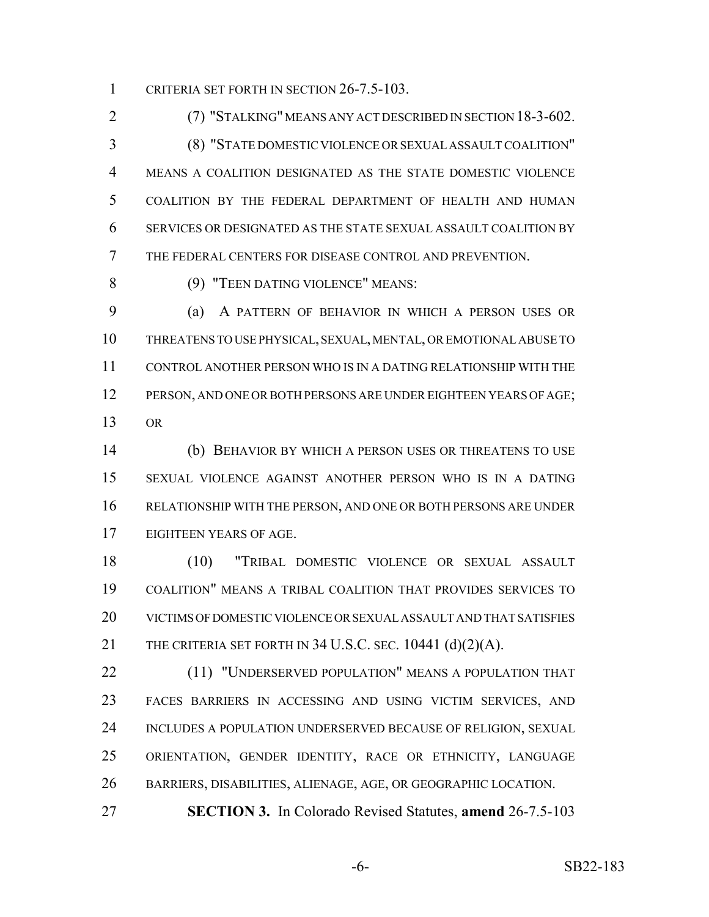CRITERIA SET FORTH IN SECTION 26-7.5-103.

(7) "STALKING" MEANS ANY ACT DESCRIBED IN SECTION 18-3-602.

(8) "STATE DOMESTIC VIOLENCE OR SEXUAL ASSAULT COALITION" MEANS A COALITION DESIGNATED AS THE STATE DOMESTIC VIOLENCE COALITION BY THE FEDERAL DEPARTMENT OF HEALTH AND HUMAN SERVICES OR DESIGNATED AS THE STATE SEXUAL ASSAULT COALITION BY THE FEDERAL CENTERS FOR DISEASE CONTROL AND PREVENTION.

(9) "TEEN DATING VIOLENCE" MEANS:

(a) A PATTERN OF BEHAVIOR IN WHICH A PERSON USES OR THREATENS TO USE PHYSICAL, SEXUAL, MENTAL, OR EMOTIONAL ABUSE TO CONTROL ANOTHER PERSON WHO IS IN A DATING RELATIONSHIP WITH THE PERSON, AND ONE OR BOTH PERSONS ARE UNDER EIGHTEEN YEARS OF AGE; OR

(b) BEHAVIOR BY WHICH A PERSON USES OR THREATENS TO USE SEXUAL VIOLENCE AGAINST ANOTHER PERSON WHO IS IN A DATING RELATIONSHIP WITH THE PERSON, AND ONE OR BOTH PERSONS ARE UNDER EIGHTEEN YEARS OF AGE.

(10) "TRIBAL DOMESTIC VIOLENCE OR SEXUAL ASSAULT COALITION" MEANS A TRIBAL COALITION THAT PROVIDES SERVICES TO VICTIMS OF DOMESTIC VIOLENCE OR SEXUAL ASSAULT AND THAT SATISFIES THE CRITERIA SET FORTH IN 34 U.S.C. SEC. 10441 (d)(2)(A).

(11) "UNDERSERVED POPULATION" MEANS A POPULATION THAT FACES BARRIERS IN ACCESSING AND USING VICTIM SERVICES, AND INCLUDES A POPULATION UNDERSERVED BECAUSE OF RELIGION, SEXUAL ORIENTATION, GENDER IDENTITY, RACE OR ETHNICITY, LANGUAGE BARRIERS, DISABILITIES, ALIENAGE, AGE, OR GEOGRAPHIC LOCATION.

**SECTION 3.** In Colorado Revised Statutes, **amend** 26-7.5-103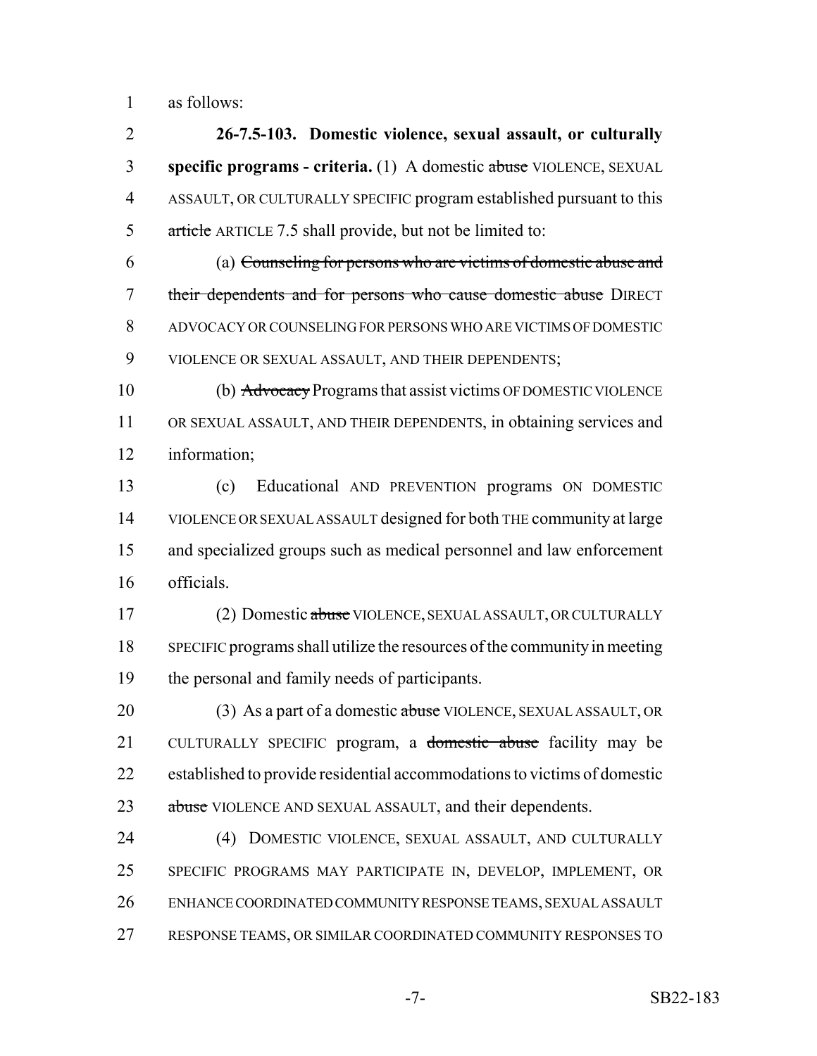as follows:

**26-7.5-103. Domestic violence, sexual assault, or culturally specific programs - criteria.** (1) A domestic ~~abuse~~ VIOLENCE, SEXUAL ASSAULT, OR CULTURALLY SPECIFIC program established pursuant to this ~~article~~ ARTICLE 7.5 shall provide, but not be limited to:

(a) ~~Counseling for persons who are victims of domestic abuse and their dependents and for persons who cause domestic abuse~~ DIRECT ADVOCACY OR COUNSELING FOR PERSONS WHO ARE VICTIMS OF DOMESTIC VIOLENCE OR SEXUAL ASSAULT, AND THEIR DEPENDENTS;

(b) ~~Advocacy~~ Programs that assist victims OF DOMESTIC VIOLENCE OR SEXUAL ASSAULT, AND THEIR DEPENDENTS, in obtaining services and information;

(c) Educational AND PREVENTION programs ON DOMESTIC VIOLENCE OR SEXUAL ASSAULT designed for both THE community at large and specialized groups such as medical personnel and law enforcement officials.

(2) Domestic ~~abuse~~ VIOLENCE, SEXUAL ASSAULT, OR CULTURALLY SPECIFIC programs shall utilize the resources of the community in meeting the personal and family needs of participants.

(3) As a part of a domestic ~~abuse~~ VIOLENCE, SEXUAL ASSAULT, OR CULTURALLY SPECIFIC program, a ~~domestic abuse~~ facility may be established to provide residential accommodations to victims of domestic ~~abuse~~ VIOLENCE AND SEXUAL ASSAULT, and their dependents.

(4) DOMESTIC VIOLENCE, SEXUAL ASSAULT, AND CULTURALLY SPECIFIC PROGRAMS MAY PARTICIPATE IN, DEVELOP, IMPLEMENT, OR ENHANCE COORDINATED COMMUNITY RESPONSE TEAMS, SEXUAL ASSAULT RESPONSE TEAMS, OR SIMILAR COORDINATED COMMUNITY RESPONSES TO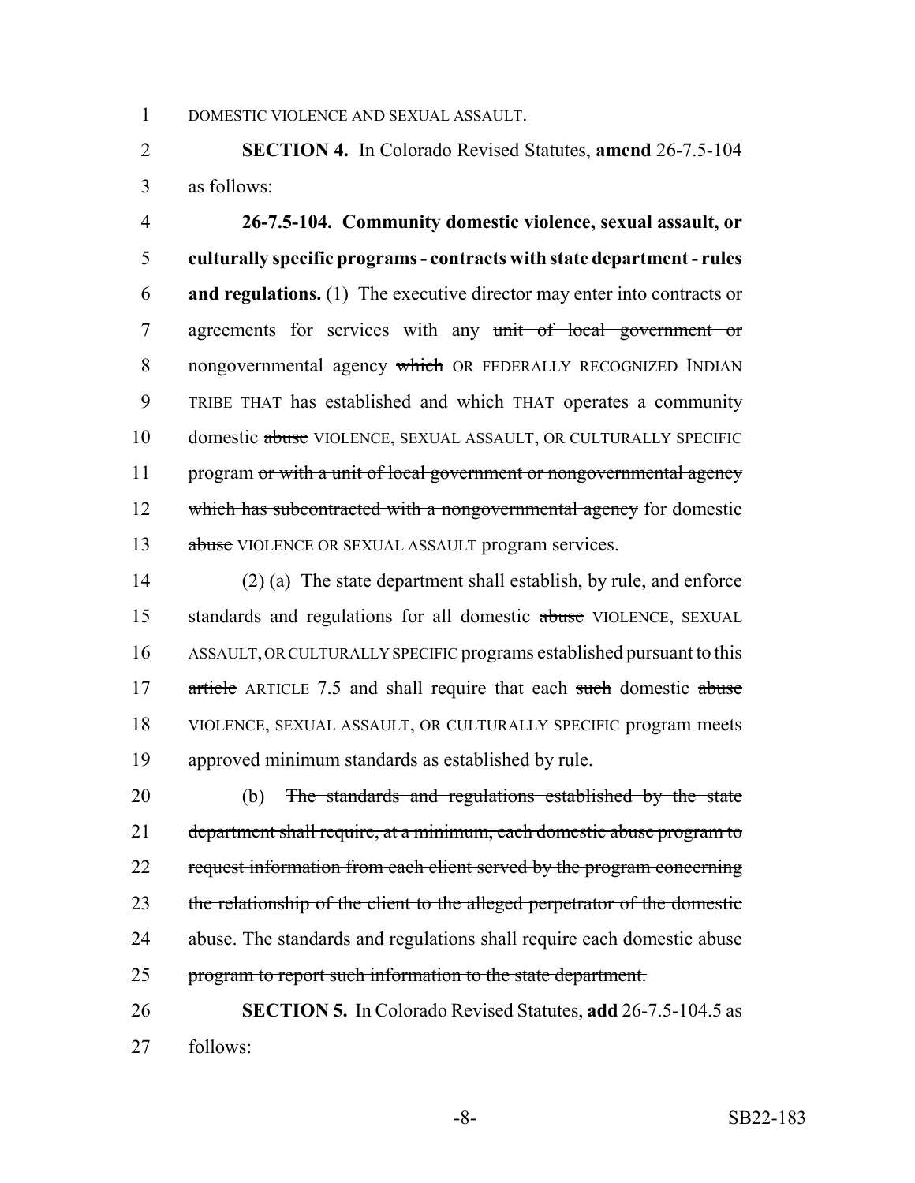DOMESTIC VIOLENCE AND SEXUAL ASSAULT.

**SECTION 4.** In Colorado Revised Statutes, **amend** 26-7.5-104 as follows:

**26-7.5-104. Community domestic violence, sexual assault, or culturally specific programs - contracts with state department - rules and regulations.** (1) The executive director may enter into contracts or agreements for services with any ~~unit of local government or~~ nongovernmental agency ~~which~~ OR FEDERALLY RECOGNIZED INDIAN TRIBE THAT has established and ~~which~~ THAT operates a community domestic ~~abuse~~ VIOLENCE, SEXUAL ASSAULT, OR CULTURALLY SPECIFIC program ~~or with a unit of local government or nongovernmental agency which has subcontracted with a nongovernmental agency~~ for domestic ~~abuse~~ VIOLENCE OR SEXUAL ASSAULT program services.

(2) (a) The state department shall establish, by rule, and enforce standards and regulations for all domestic ~~abuse~~ VIOLENCE, SEXUAL ASSAULT, OR CULTURALLY SPECIFIC programs established pursuant to this ~~article~~ ARTICLE 7.5 and shall require that each ~~such~~ domestic ~~abuse~~ VIOLENCE, SEXUAL ASSAULT, OR CULTURALLY SPECIFIC program meets approved minimum standards as established by rule.

(b) ~~The standards and regulations established by the state department shall require, at a minimum, each domestic abuse program to request information from each client served by the program concerning the relationship of the client to the alleged perpetrator of the domestic abuse. The standards and regulations shall require each domestic abuse program to report such information to the state department.~~

**SECTION 5.** In Colorado Revised Statutes, **add** 26-7.5-104.5 as follows: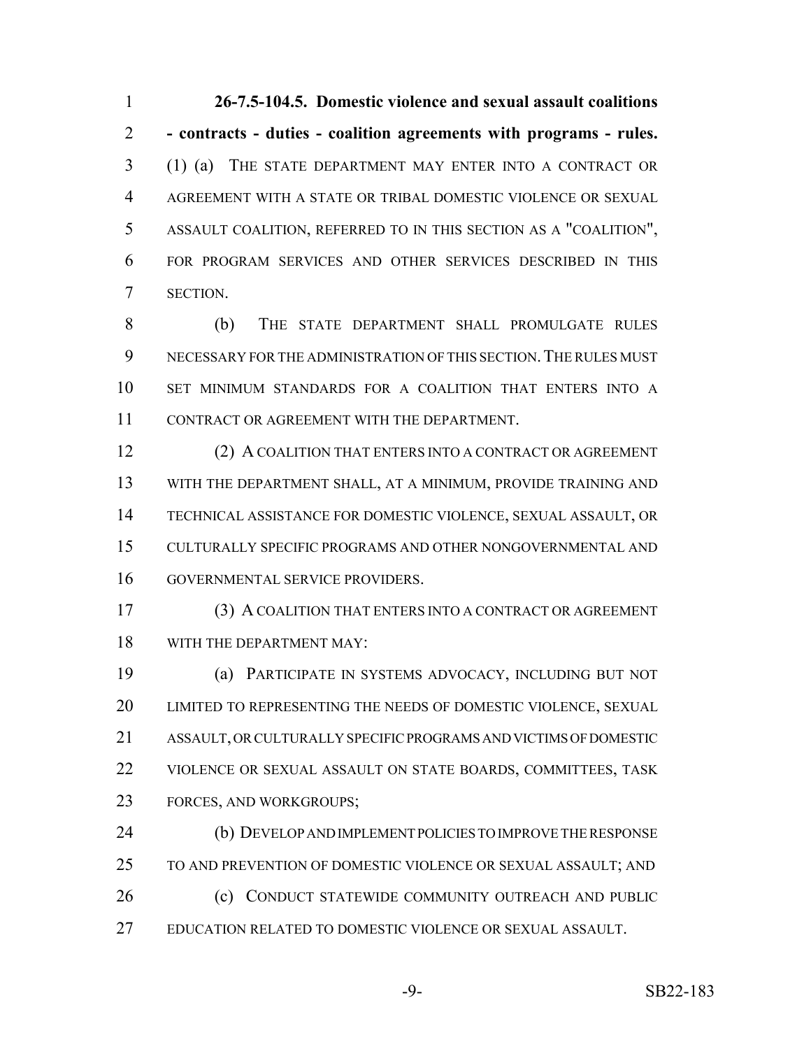**26-7.5-104.5. Domestic violence and sexual assault coalitions - contracts - duties - coalition agreements with programs - rules.** (1) (a) THE STATE DEPARTMENT MAY ENTER INTO A CONTRACT OR AGREEMENT WITH A STATE OR TRIBAL DOMESTIC VIOLENCE OR SEXUAL ASSAULT COALITION, REFERRED TO IN THIS SECTION AS A "COALITION", FOR PROGRAM SERVICES AND OTHER SERVICES DESCRIBED IN THIS SECTION.

(b) THE STATE DEPARTMENT SHALL PROMULGATE RULES NECESSARY FOR THE ADMINISTRATION OF THIS SECTION. THE RULES MUST SET MINIMUM STANDARDS FOR A COALITION THAT ENTERS INTO A CONTRACT OR AGREEMENT WITH THE DEPARTMENT.

(2) A COALITION THAT ENTERS INTO A CONTRACT OR AGREEMENT WITH THE DEPARTMENT SHALL, AT A MINIMUM, PROVIDE TRAINING AND TECHNICAL ASSISTANCE FOR DOMESTIC VIOLENCE, SEXUAL ASSAULT, OR CULTURALLY SPECIFIC PROGRAMS AND OTHER NONGOVERNMENTAL AND GOVERNMENTAL SERVICE PROVIDERS.

(3) A COALITION THAT ENTERS INTO A CONTRACT OR AGREEMENT WITH THE DEPARTMENT MAY:

(a) PARTICIPATE IN SYSTEMS ADVOCACY, INCLUDING BUT NOT LIMITED TO REPRESENTING THE NEEDS OF DOMESTIC VIOLENCE, SEXUAL ASSAULT, OR CULTURALLY SPECIFIC PROGRAMS AND VICTIMS OF DOMESTIC VIOLENCE OR SEXUAL ASSAULT ON STATE BOARDS, COMMITTEES, TASK FORCES, AND WORKGROUPS;

(b) DEVELOP AND IMPLEMENT POLICIES TO IMPROVE THE RESPONSE TO AND PREVENTION OF DOMESTIC VIOLENCE OR SEXUAL ASSAULT; AND

(c) CONDUCT STATEWIDE COMMUNITY OUTREACH AND PUBLIC EDUCATION RELATED TO DOMESTIC VIOLENCE OR SEXUAL ASSAULT.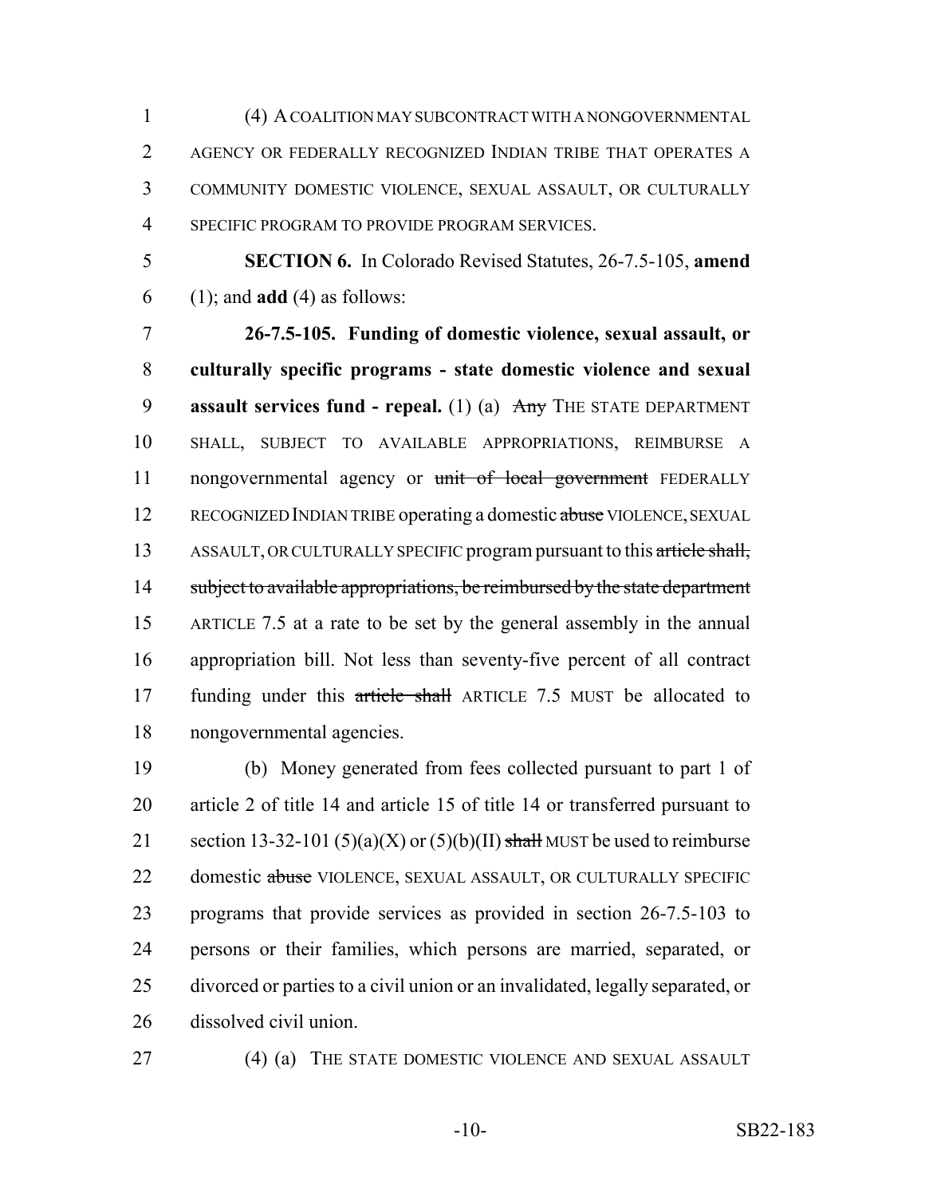(4) A COALITION MAY SUBCONTRACT WITH A NONGOVERNMENTAL AGENCY OR FEDERALLY RECOGNIZED INDIAN TRIBE THAT OPERATES A COMMUNITY DOMESTIC VIOLENCE, SEXUAL ASSAULT, OR CULTURALLY SPECIFIC PROGRAM TO PROVIDE PROGRAM SERVICES.

**SECTION 6.** In Colorado Revised Statutes, 26-7.5-105, **amend** (1); and **add** (4) as follows:

**26-7.5-105. Funding of domestic violence, sexual assault, or culturally specific programs - state domestic violence and sexual assault services fund - repeal.** (1) (a) ~~Any~~ THE STATE DEPARTMENT SHALL, SUBJECT TO AVAILABLE APPROPRIATIONS, REIMBURSE A nongovernmental agency or ~~unit of local government~~ FEDERALLY RECOGNIZED INDIAN TRIBE operating a domestic ~~abuse~~ VIOLENCE, SEXUAL ASSAULT, OR CULTURALLY SPECIFIC program pursuant to this ~~article shall, subject to available appropriations, be reimbursed by the state department~~ ARTICLE 7.5 at a rate to be set by the general assembly in the annual appropriation bill. Not less than seventy-five percent of all contract funding under this ~~article shall~~ ARTICLE 7.5 MUST be allocated to nongovernmental agencies.

(b) Money generated from fees collected pursuant to part 1 of article 2 of title 14 and article 15 of title 14 or transferred pursuant to section 13-32-101 (5)(a)(X) or (5)(b)(II) ~~shall~~ MUST be used to reimburse domestic ~~abuse~~ VIOLENCE, SEXUAL ASSAULT, OR CULTURALLY SPECIFIC programs that provide services as provided in section 26-7.5-103 to persons or their families, which persons are married, separated, or divorced or parties to a civil union or an invalidated, legally separated, or dissolved civil union.

(4) (a) THE STATE DOMESTIC VIOLENCE AND SEXUAL ASSAULT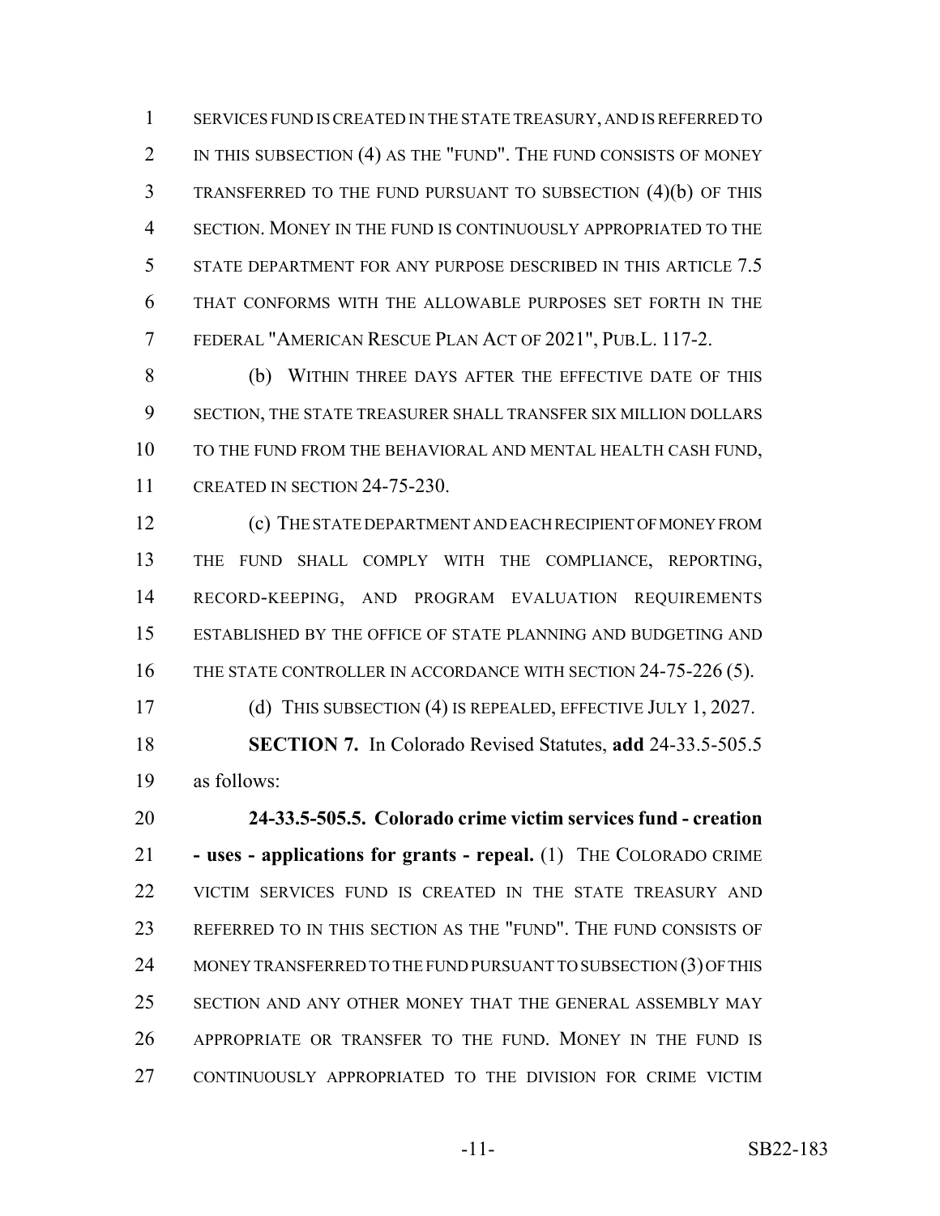SERVICES FUND IS CREATED IN THE STATE TREASURY, AND IS REFERRED TO IN THIS SUBSECTION (4) AS THE "FUND". THE FUND CONSISTS OF MONEY TRANSFERRED TO THE FUND PURSUANT TO SUBSECTION (4)(b) OF THIS SECTION. MONEY IN THE FUND IS CONTINUOUSLY APPROPRIATED TO THE STATE DEPARTMENT FOR ANY PURPOSE DESCRIBED IN THIS ARTICLE 7.5 THAT CONFORMS WITH THE ALLOWABLE PURPOSES SET FORTH IN THE FEDERAL "AMERICAN RESCUE PLAN ACT OF 2021", PUB.L. 117-2.

(b) WITHIN THREE DAYS AFTER THE EFFECTIVE DATE OF THIS SECTION, THE STATE TREASURER SHALL TRANSFER SIX MILLION DOLLARS TO THE FUND FROM THE BEHAVIORAL AND MENTAL HEALTH CASH FUND, CREATED IN SECTION 24-75-230.

(c) THE STATE DEPARTMENT AND EACH RECIPIENT OF MONEY FROM THE FUND SHALL COMPLY WITH THE COMPLIANCE, REPORTING, RECORD-KEEPING, AND PROGRAM EVALUATION REQUIREMENTS ESTABLISHED BY THE OFFICE OF STATE PLANNING AND BUDGETING AND THE STATE CONTROLLER IN ACCORDANCE WITH SECTION 24-75-226 (5).

(d) THIS SUBSECTION (4) IS REPEALED, EFFECTIVE JULY 1, 2027.

**SECTION 7.** In Colorado Revised Statutes, **add** 24-33.5-505.5 as follows:

**24-33.5-505.5. Colorado crime victim services fund - creation - uses - applications for grants - repeal.** (1) THE COLORADO CRIME VICTIM SERVICES FUND IS CREATED IN THE STATE TREASURY AND REFERRED TO IN THIS SECTION AS THE "FUND". THE FUND CONSISTS OF MONEY TRANSFERRED TO THE FUND PURSUANT TO SUBSECTION (3) OF THIS SECTION AND ANY OTHER MONEY THAT THE GENERAL ASSEMBLY MAY APPROPRIATE OR TRANSFER TO THE FUND. MONEY IN THE FUND IS CONTINUOUSLY APPROPRIATED TO THE DIVISION FOR CRIME VICTIM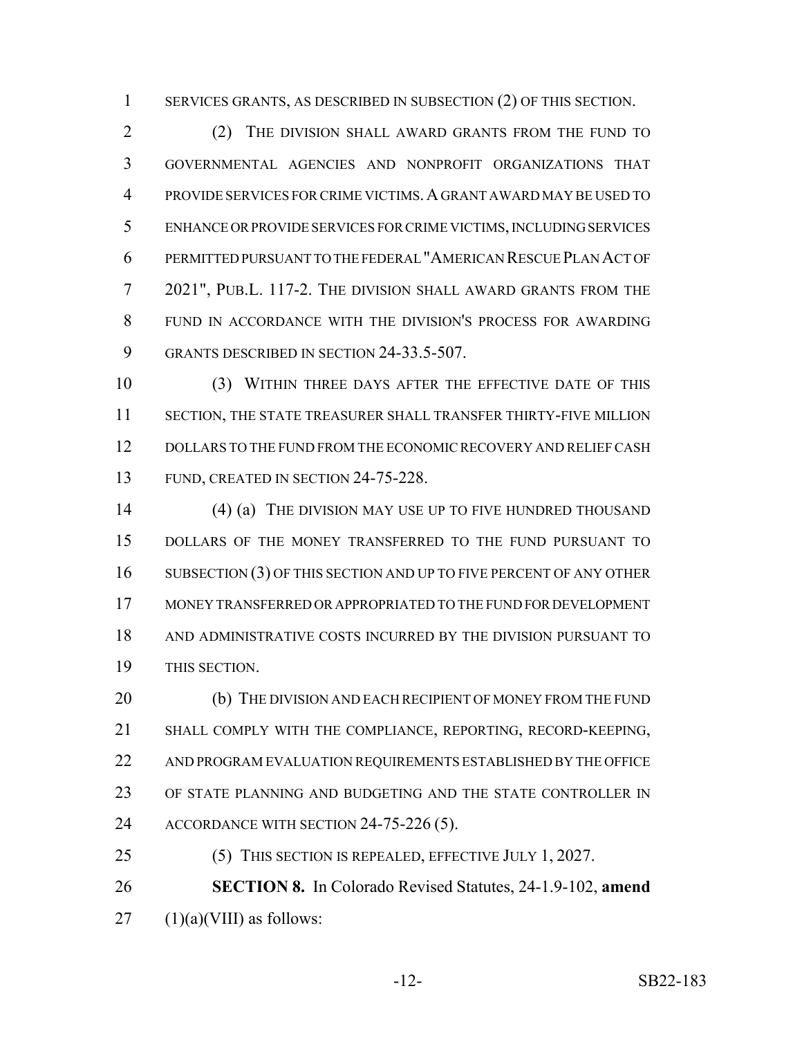SERVICES GRANTS, AS DESCRIBED IN SUBSECTION (2) OF THIS SECTION.

(2) THE DIVISION SHALL AWARD GRANTS FROM THE FUND TO GOVERNMENTAL AGENCIES AND NONPROFIT ORGANIZATIONS THAT PROVIDE SERVICES FOR CRIME VICTIMS. A GRANT AWARD MAY BE USED TO ENHANCE OR PROVIDE SERVICES FOR CRIME VICTIMS, INCLUDING SERVICES PERMITTED PURSUANT TO THE FEDERAL "AMERICAN RESCUE PLAN ACT OF 2021", PUB.L. 117-2. THE DIVISION SHALL AWARD GRANTS FROM THE FUND IN ACCORDANCE WITH THE DIVISION'S PROCESS FOR AWARDING GRANTS DESCRIBED IN SECTION 24-33.5-507.

(3) WITHIN THREE DAYS AFTER THE EFFECTIVE DATE OF THIS SECTION, THE STATE TREASURER SHALL TRANSFER THIRTY-FIVE MILLION DOLLARS TO THE FUND FROM THE ECONOMIC RECOVERY AND RELIEF CASH FUND, CREATED IN SECTION 24-75-228.

(4) (a) THE DIVISION MAY USE UP TO FIVE HUNDRED THOUSAND DOLLARS OF THE MONEY TRANSFERRED TO THE FUND PURSUANT TO SUBSECTION (3) OF THIS SECTION AND UP TO FIVE PERCENT OF ANY OTHER MONEY TRANSFERRED OR APPROPRIATED TO THE FUND FOR DEVELOPMENT AND ADMINISTRATIVE COSTS INCURRED BY THE DIVISION PURSUANT TO THIS SECTION.

(b) THE DIVISION AND EACH RECIPIENT OF MONEY FROM THE FUND SHALL COMPLY WITH THE COMPLIANCE, REPORTING, RECORD-KEEPING, AND PROGRAM EVALUATION REQUIREMENTS ESTABLISHED BY THE OFFICE OF STATE PLANNING AND BUDGETING AND THE STATE CONTROLLER IN ACCORDANCE WITH SECTION 24-75-226 (5).

(5) THIS SECTION IS REPEALED, EFFECTIVE JULY 1, 2027.

**SECTION 8.** In Colorado Revised Statutes, 24-1.9-102, **amend** (1)(a)(VIII) as follows: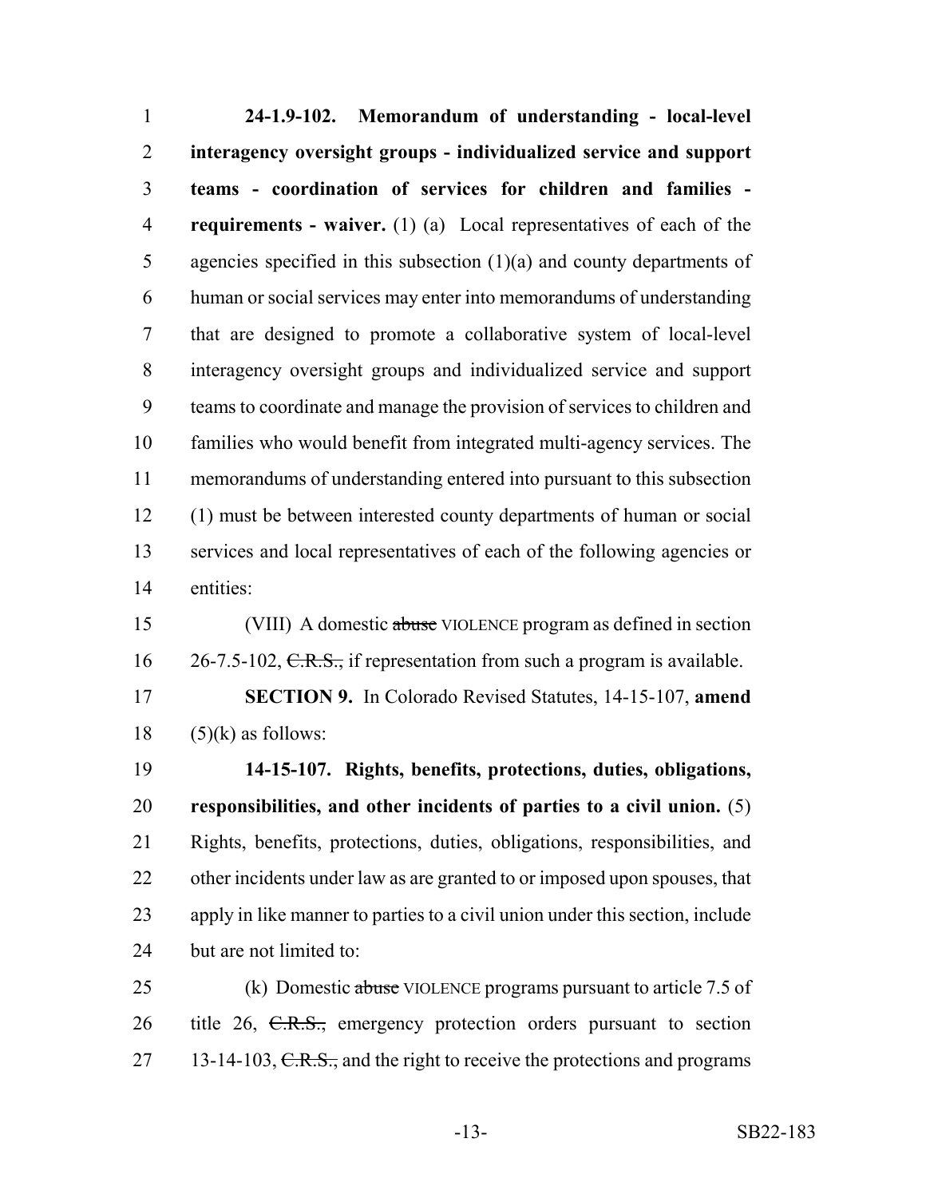**24-1.9-102. Memorandum of understanding - local-level interagency oversight groups - individualized service and support teams - coordination of services for children and families - requirements - waiver.** (1) (a) Local representatives of each of the agencies specified in this subsection (1)(a) and county departments of human or social services may enter into memorandums of understanding that are designed to promote a collaborative system of local-level interagency oversight groups and individualized service and support teams to coordinate and manage the provision of services to children and families who would benefit from integrated multi-agency services. The memorandums of understanding entered into pursuant to this subsection (1) must be between interested county departments of human or social services and local representatives of each of the following agencies or entities:

(VIII) A domestic ~~abuse~~ VIOLENCE program as defined in section 26-7.5-102, ~~C.R.S.,~~ if representation from such a program is available.

**SECTION 9.** In Colorado Revised Statutes, 14-15-107, **amend** (5)(k) as follows:

**14-15-107. Rights, benefits, protections, duties, obligations, responsibilities, and other incidents of parties to a civil union.** (5) Rights, benefits, protections, duties, obligations, responsibilities, and other incidents under law as are granted to or imposed upon spouses, that apply in like manner to parties to a civil union under this section, include but are not limited to:

(k) Domestic ~~abuse~~ VIOLENCE programs pursuant to article 7.5 of title 26, ~~C.R.S.,~~ emergency protection orders pursuant to section 13-14-103, ~~C.R.S.,~~ and the right to receive the protections and programs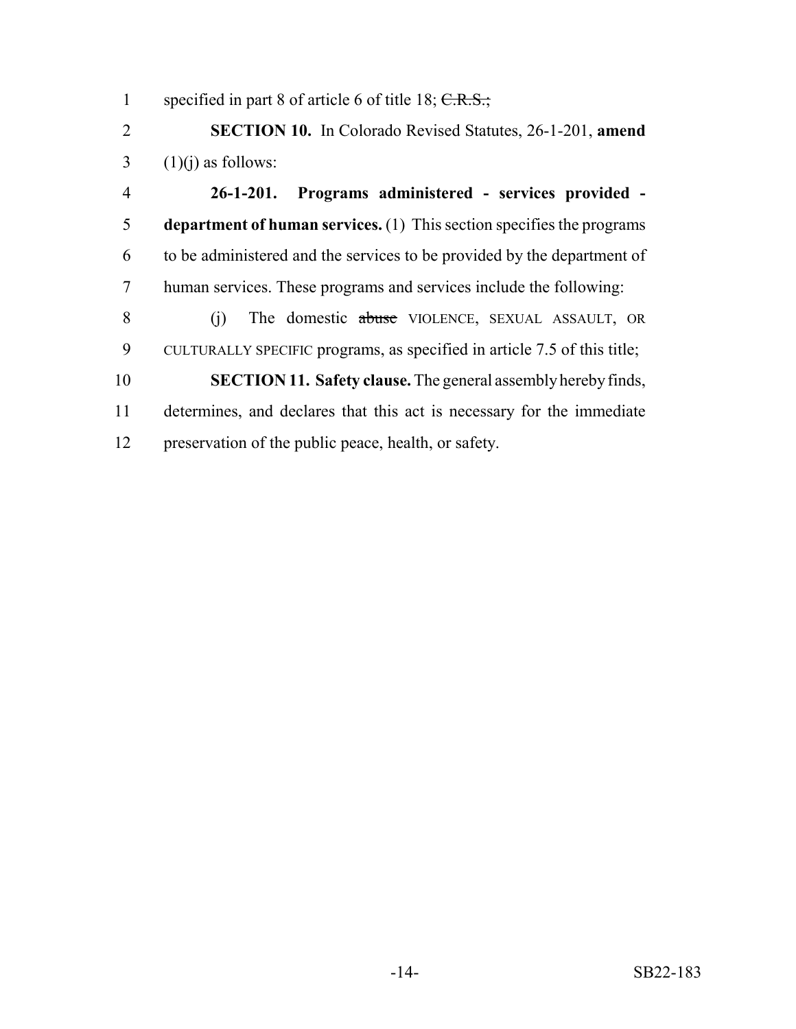specified in part 8 of article 6 of title 18; ~~C.R.S.;~~

**SECTION 10.** In Colorado Revised Statutes, 26-1-201, **amend** (1)(j) as follows:

**26-1-201. Programs administered - services provided - department of human services.** (1) This section specifies the programs to be administered and the services to be provided by the department of human services. These programs and services include the following:

(j) The domestic ~~abuse~~ VIOLENCE, SEXUAL ASSAULT, OR CULTURALLY SPECIFIC programs, as specified in article 7.5 of this title;

**SECTION 11. Safety clause.** The general assembly hereby finds, determines, and declares that this act is necessary for the immediate preservation of the public peace, health, or safety.